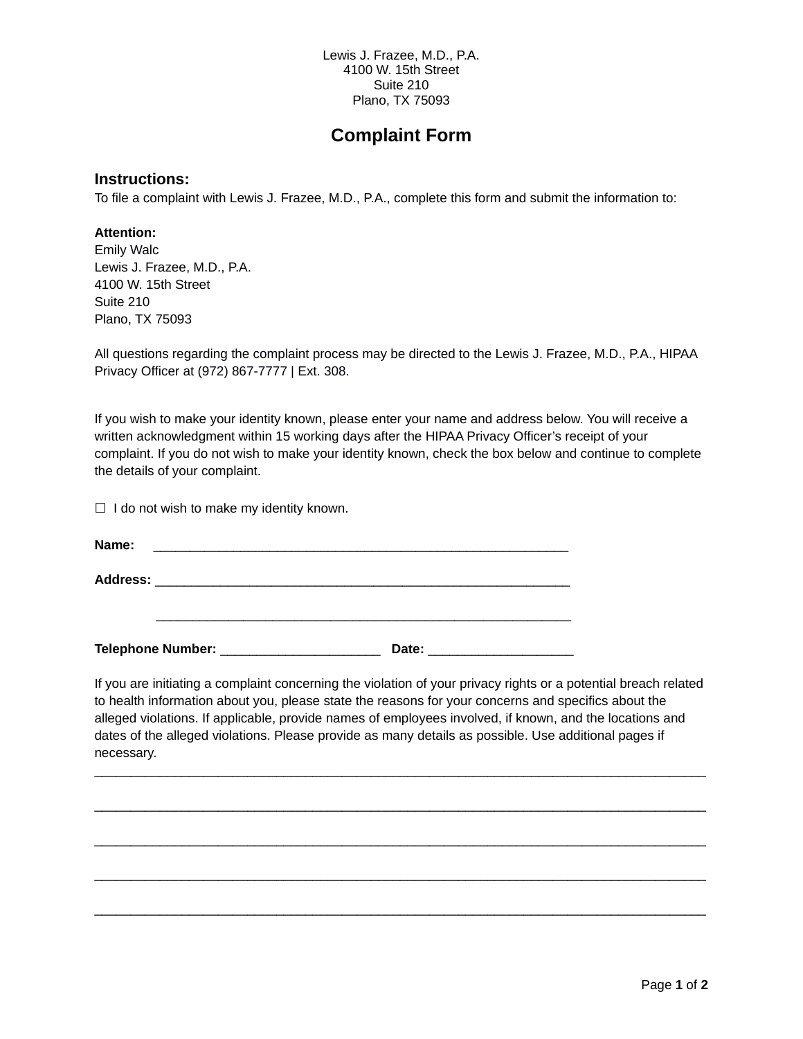Lewis J. Frazee, M.D., P.A.
4100 W. 15th Street
Suite 210
Plano, TX 75093

# Complaint Form

## Instructions:

To file a complaint with Lewis J. Frazee, M.D., P.A., complete this form and submit the information to:

**Attention:**
Emily Walc
Lewis J. Frazee, M.D., P.A.
4100 W. 15th Street
Suite 210
Plano, TX 75093

All questions regarding the complaint process may be directed to the Lewis J. Frazee, M.D., P.A., HIPAA Privacy Officer at (972) 867-7777 | Ext. 308.

If you wish to make your identity known, please enter your name and address below. You will receive a written acknowledgment within 15 working days after the HIPAA Privacy Officer's receipt of your complaint. If you do not wish to make your identity known, check the box below and continue to complete the details of your complaint.

☐ I do not wish to make my identity known.

**Name:** ___________________________________________________________

**Address:** ___________________________________________________________

___________________________________________________________

**Telephone Number:** ______________________ **Date:** ____________________

If you are initiating a complaint concerning the violation of your privacy rights or a potential breach related to health information about you, please state the reasons for your concerns and specifics about the alleged violations. If applicable, provide names of employees involved, if known, and the locations and dates of the alleged violations. Please provide as many details as possible. Use additional pages if necessary.

_____________________________________________________________________________________

_____________________________________________________________________________________

_____________________________________________________________________________________

_____________________________________________________________________________________

_____________________________________________________________________________________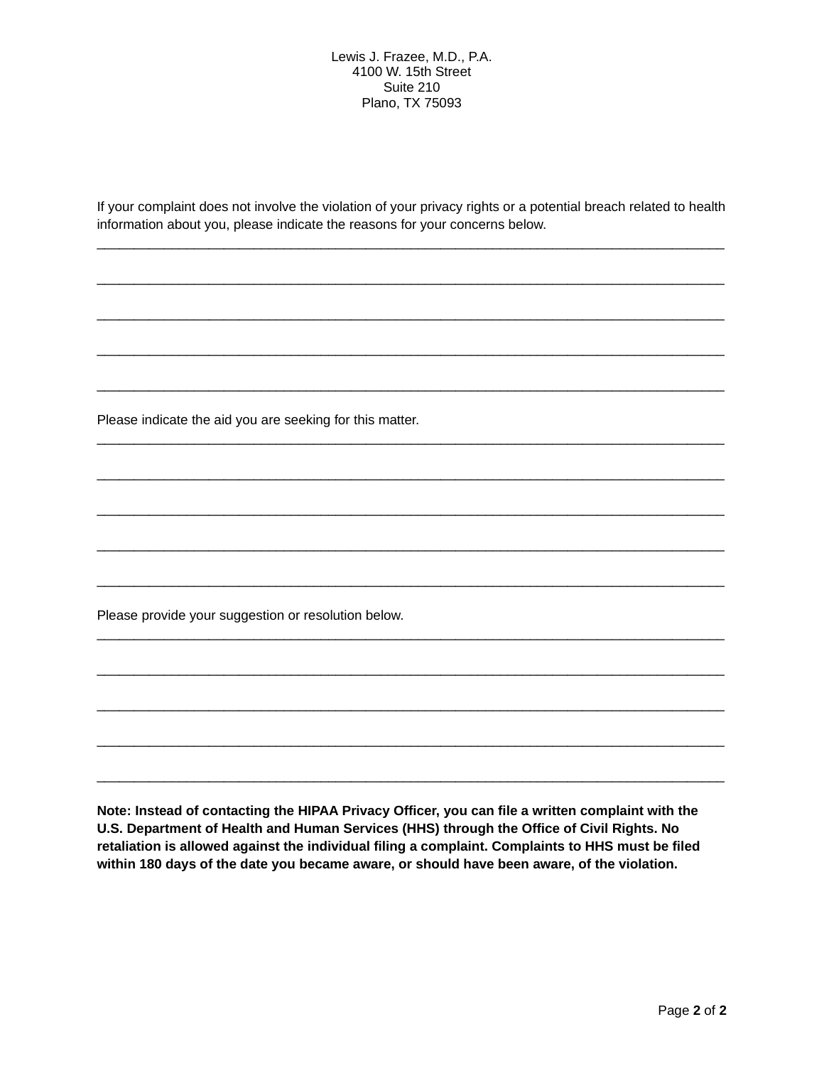Lewis J. Frazee, M.D., P.A.
4100 W. 15th Street
Suite 210
Plano, TX 75093

If your complaint does not involve the violation of your privacy rights or a potential breach related to health information about you, please indicate the reasons for your concerns below.

_______________________________________________________________________________

_______________________________________________________________________________

_______________________________________________________________________________

_______________________________________________________________________________

_______________________________________________________________________________

Please indicate the aid you are seeking for this matter.

_______________________________________________________________________________

_______________________________________________________________________________

_______________________________________________________________________________

_______________________________________________________________________________

_______________________________________________________________________________

Please provide your suggestion or resolution below.

_______________________________________________________________________________

_______________________________________________________________________________

_______________________________________________________________________________

_______________________________________________________________________________

_______________________________________________________________________________

**Note: Instead of contacting the HIPAA Privacy Officer, you can file a written complaint with the U.S. Department of Health and Human Services (HHS) through the Office of Civil Rights. No retaliation is allowed against the individual filing a complaint. Complaints to HHS must be filed within 180 days of the date you became aware, or should have been aware, of the violation.**